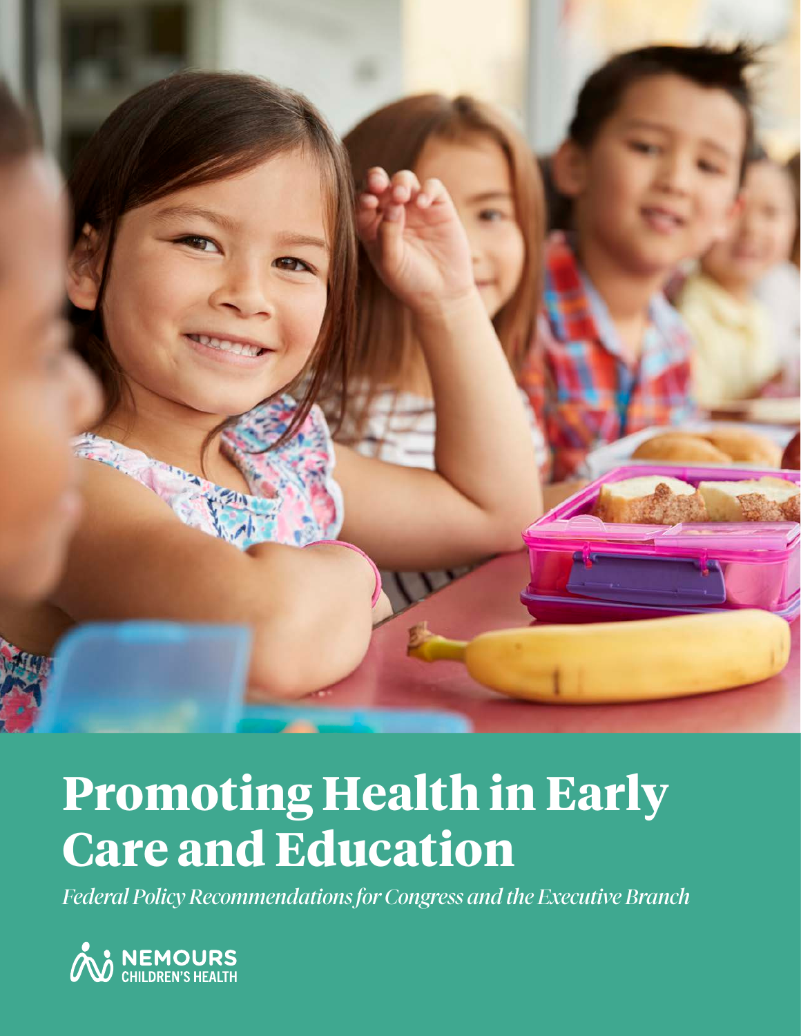# Promoting Health in Early Care and Education

*Federal Policy Recommendations for Congress and the Executive Branch*

NEMOURS CHILDREN'S HEALTH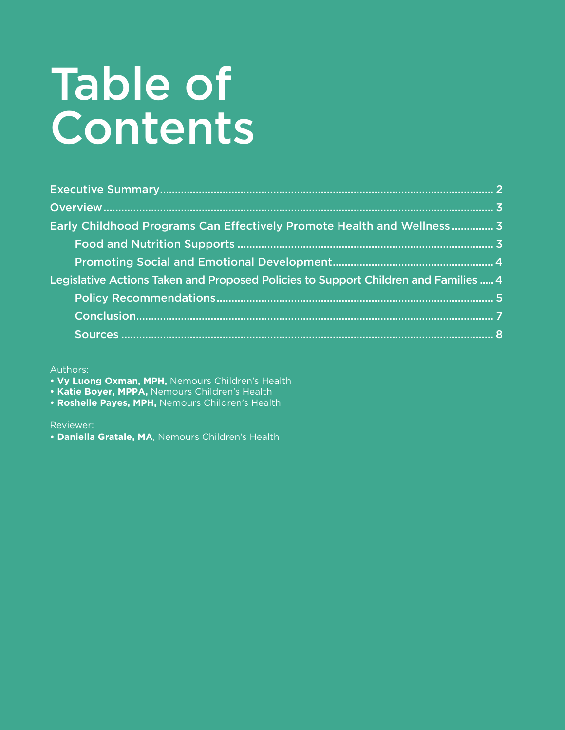# Table of Contents

- Executive Summary ........ 2
- Overview ........ 3
- Early Childhood Programs Can Effectively Promote Health and Wellness ........ 3
  - Food and Nutrition Supports ........ 3
  - Promoting Social and Emotional Development ........ 4
- Legislative Actions Taken and Proposed Policies to Support Children and Families ........ 4
  - Policy Recommendations ........ 5
  - Conclusion ........ 7
  - Sources ........ 8

Authors:

- **Vy Luong Oxman, MPH,** Nemours Children's Health
- **Katie Boyer, MPPA,** Nemours Children's Health
- **Roshelle Payes, MPH,** Nemours Children's Health

Reviewer:

- **Daniella Gratale, MA**, Nemours Children's Health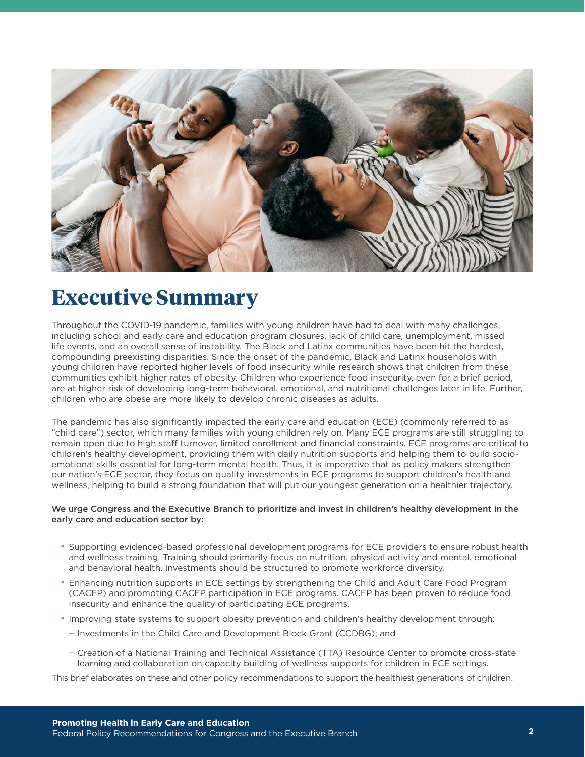# Executive Summary

Throughout the COVID-19 pandemic, families with young children have had to deal with many challenges, including school and early care and education program closures, lack of child care, unemployment, missed life events, and an overall sense of instability. The Black and Latinx communities have been hit the hardest, compounding preexisting disparities. Since the onset of the pandemic, Black and Latinx households with young children have reported higher levels of food insecurity while research shows that children from these communities exhibit higher rates of obesity. Children who experience food insecurity, even for a brief period, are at higher risk of developing long-term behavioral, emotional, and nutritional challenges later in life. Further, children who are obese are more likely to develop chronic diseases as adults.

The pandemic has also significantly impacted the early care and education (ECE) (commonly referred to as "child care") sector, which many families with young children rely on. Many ECE programs are still struggling to remain open due to high staff turnover, limited enrollment and financial constraints. ECE programs are critical to children's healthy development, providing them with daily nutrition supports and helping them to build socio-emotional skills essential for long-term mental health. Thus, it is imperative that as policy makers strengthen our nation's ECE sector, they focus on quality investments in ECE programs to support children's health and wellness, helping to build a strong foundation that will put our youngest generation on a healthier trajectory.

**We urge Congress and the Executive Branch to prioritize and invest in children's healthy development in the early care and education sector by:**

- Supporting evidenced-based professional development programs for ECE providers to ensure robust health and wellness training. Training should primarily focus on nutrition, physical activity and mental, emotional and behavioral health. Investments should be structured to promote workforce diversity.
- Enhancing nutrition supports in ECE settings by strengthening the Child and Adult Care Food Program (CACFP) and promoting CACFP participation in ECE programs. CACFP has been proven to reduce food insecurity and enhance the quality of participating ECE programs.
- Improving state systems to support obesity prevention and children's healthy development through:
  - Investments in the Child Care and Development Block Grant (CCDBG); and
  - Creation of a National Training and Technical Assistance (TTA) Resource Center to promote cross-state learning and collaboration on capacity building of wellness supports for children in ECE settings.

This brief elaborates on these and other policy recommendations to support the healthiest generations of children.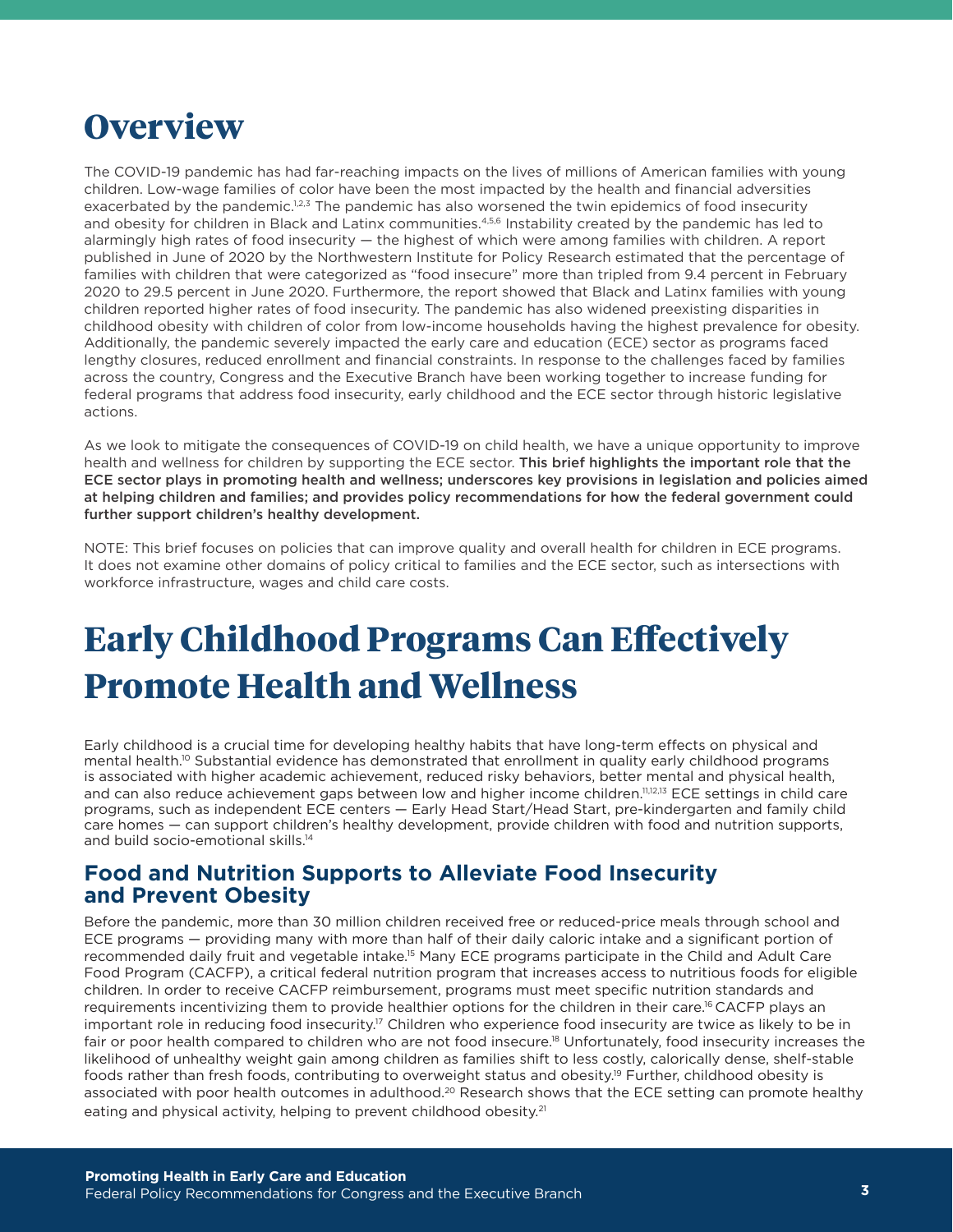# Overview

The COVID-19 pandemic has had far-reaching impacts on the lives of millions of American families with young children. Low-wage families of color have been the most impacted by the health and financial adversities exacerbated by the pandemic.[1,2,3] The pandemic has also worsened the twin epidemics of food insecurity and obesity for children in Black and Latinx communities.[4,5,6] Instability created by the pandemic has led to alarmingly high rates of food insecurity — the highest of which were among families with children. A report published in June of 2020 by the Northwestern Institute for Policy Research estimated that the percentage of families with children that were categorized as "food insecure" more than tripled from 9.4 percent in February 2020 to 29.5 percent in June 2020. Furthermore, the report showed that Black and Latinx families with young children reported higher rates of food insecurity. The pandemic has also widened preexisting disparities in childhood obesity with children of color from low-income households having the highest prevalence for obesity. Additionally, the pandemic severely impacted the early care and education (ECE) sector as programs faced lengthy closures, reduced enrollment and financial constraints. In response to the challenges faced by families across the country, Congress and the Executive Branch have been working together to increase funding for federal programs that address food insecurity, early childhood and the ECE sector through historic legislative actions.

As we look to mitigate the consequences of COVID-19 on child health, we have a unique opportunity to improve health and wellness for children by supporting the ECE sector. **This brief highlights the important role that the ECE sector plays in promoting health and wellness; underscores key provisions in legislation and policies aimed at helping children and families; and provides policy recommendations for how the federal government could further support children's healthy development.**

NOTE: This brief focuses on policies that can improve quality and overall health for children in ECE programs. It does not examine other domains of policy critical to families and the ECE sector, such as intersections with workforce infrastructure, wages and child care costs.

# Early Childhood Programs Can Effectively Promote Health and Wellness

Early childhood is a crucial time for developing healthy habits that have long-term effects on physical and mental health.[10] Substantial evidence has demonstrated that enrollment in quality early childhood programs is associated with higher academic achievement, reduced risky behaviors, better mental and physical health, and can also reduce achievement gaps between low and higher income children.[11,12,13] ECE settings in child care programs, such as independent ECE centers — Early Head Start/Head Start, pre-kindergarten and family child care homes — can support children's healthy development, provide children with food and nutrition supports, and build socio-emotional skills.[14]

## Food and Nutrition Supports to Alleviate Food Insecurity and Prevent Obesity

Before the pandemic, more than 30 million children received free or reduced-price meals through school and ECE programs — providing many with more than half of their daily caloric intake and a significant portion of recommended daily fruit and vegetable intake.[15] Many ECE programs participate in the Child and Adult Care Food Program (CACFP), a critical federal nutrition program that increases access to nutritious foods for eligible children. In order to receive CACFP reimbursement, programs must meet specific nutrition standards and requirements incentivizing them to provide healthier options for the children in their care.[16] CACFP plays an important role in reducing food insecurity.[17] Children who experience food insecurity are twice as likely to be in fair or poor health compared to children who are not food insecure.[18] Unfortunately, food insecurity increases the likelihood of unhealthy weight gain among children as families shift to less costly, calorically dense, shelf-stable foods rather than fresh foods, contributing to overweight status and obesity.[19] Further, childhood obesity is associated with poor health outcomes in adulthood.[20] Research shows that the ECE setting can promote healthy eating and physical activity, helping to prevent childhood obesity.[21]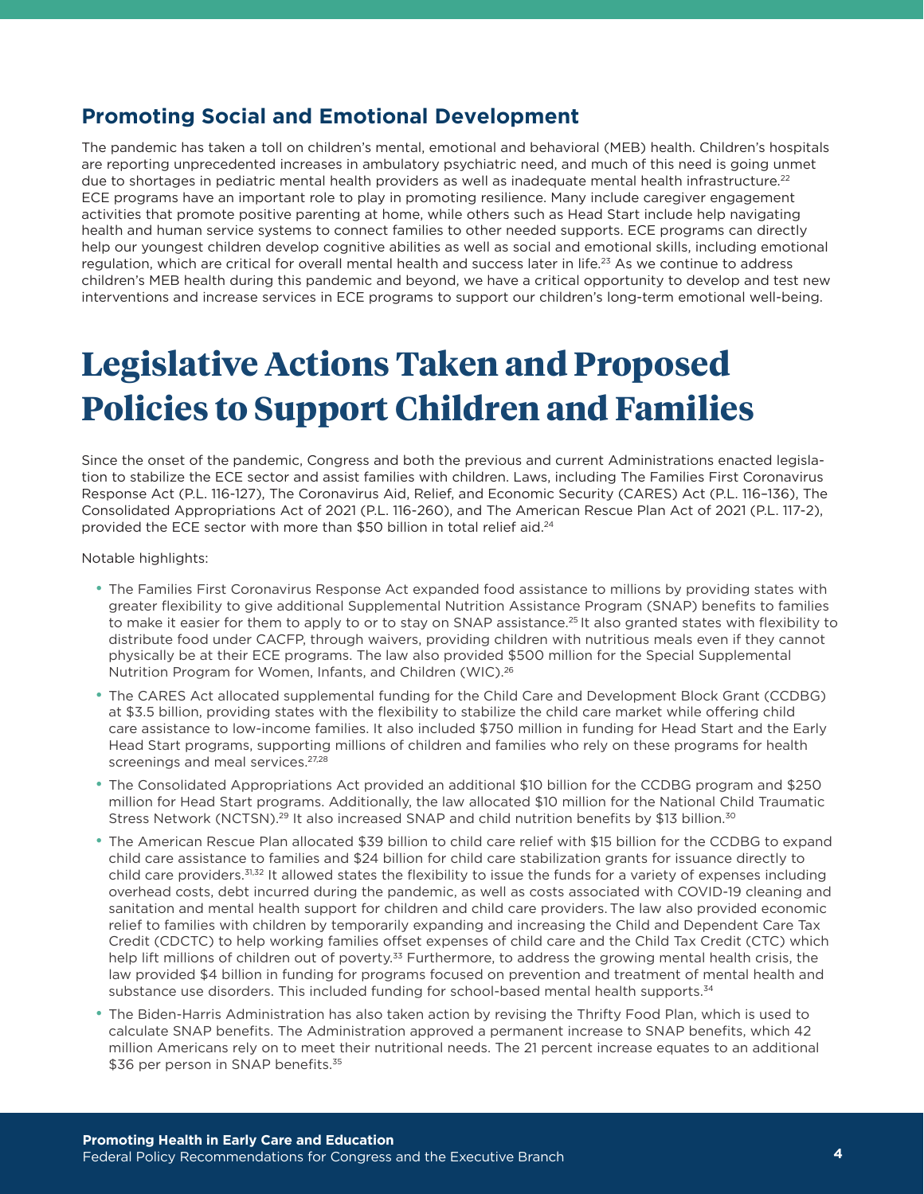## Promoting Social and Emotional Development

The pandemic has taken a toll on children's mental, emotional and behavioral (MEB) health. Children's hospitals are reporting unprecedented increases in ambulatory psychiatric need, and much of this need is going unmet due to shortages in pediatric mental health providers as well as inadequate mental health infrastructure.[22] ECE programs have an important role to play in promoting resilience. Many include caregiver engagement activities that promote positive parenting at home, while others such as Head Start include help navigating health and human service systems to connect families to other needed supports. ECE programs can directly help our youngest children develop cognitive abilities as well as social and emotional skills, including emotional regulation, which are critical for overall mental health and success later in life.[23] As we continue to address children's MEB health during this pandemic and beyond, we have a critical opportunity to develop and test new interventions and increase services in ECE programs to support our children's long-term emotional well-being.

# Legislative Actions Taken and Proposed Policies to Support Children and Families

Since the onset of the pandemic, Congress and both the previous and current Administrations enacted legislation to stabilize the ECE sector and assist families with children. Laws, including The Families First Coronavirus Response Act (P.L. 116-127), The Coronavirus Aid, Relief, and Economic Security (CARES) Act (P.L. 116–136), The Consolidated Appropriations Act of 2021 (P.L. 116-260), and The American Rescue Plan Act of 2021 (P.L. 117-2), provided the ECE sector with more than $50 billion in total relief aid.[24]

Notable highlights:

- The Families First Coronavirus Response Act expanded food assistance to millions by providing states with greater flexibility to give additional Supplemental Nutrition Assistance Program (SNAP) benefits to families to make it easier for them to apply to or to stay on SNAP assistance.[25] It also granted states with flexibility to distribute food under CACFP, through waivers, providing children with nutritious meals even if they cannot physically be at their ECE programs. The law also provided $500 million for the Special Supplemental Nutrition Program for Women, Infants, and Children (WIC).[26]
- The CARES Act allocated supplemental funding for the Child Care and Development Block Grant (CCDBG) at $3.5 billion, providing states with the flexibility to stabilize the child care market while offering child care assistance to low-income families. It also included $750 million in funding for Head Start and the Early Head Start programs, supporting millions of children and families who rely on these programs for health screenings and meal services.[27,28]
- The Consolidated Appropriations Act provided an additional $10 billion for the CCDBG program and $250 million for Head Start programs. Additionally, the law allocated $10 million for the National Child Traumatic Stress Network (NCTSN).[29] It also increased SNAP and child nutrition benefits by $13 billion.[30]
- The American Rescue Plan allocated $39 billion to child care relief with $15 billion for the CCDBG to expand child care assistance to families and $24 billion for child care stabilization grants for issuance directly to child care providers.[31,32] It allowed states the flexibility to issue the funds for a variety of expenses including overhead costs, debt incurred during the pandemic, as well as costs associated with COVID-19 cleaning and sanitation and mental health support for children and child care providers. The law also provided economic relief to families with children by temporarily expanding and increasing the Child and Dependent Care Tax Credit (CDCTC) to help working families offset expenses of child care and the Child Tax Credit (CTC) which help lift millions of children out of poverty.[33] Furthermore, to address the growing mental health crisis, the law provided $4 billion in funding for programs focused on prevention and treatment of mental health and substance use disorders. This included funding for school-based mental health supports.[34]
- The Biden-Harris Administration has also taken action by revising the Thrifty Food Plan, which is used to calculate SNAP benefits. The Administration approved a permanent increase to SNAP benefits, which 42 million Americans rely on to meet their nutritional needs. The 21 percent increase equates to an additional $36 per person in SNAP benefits.[35]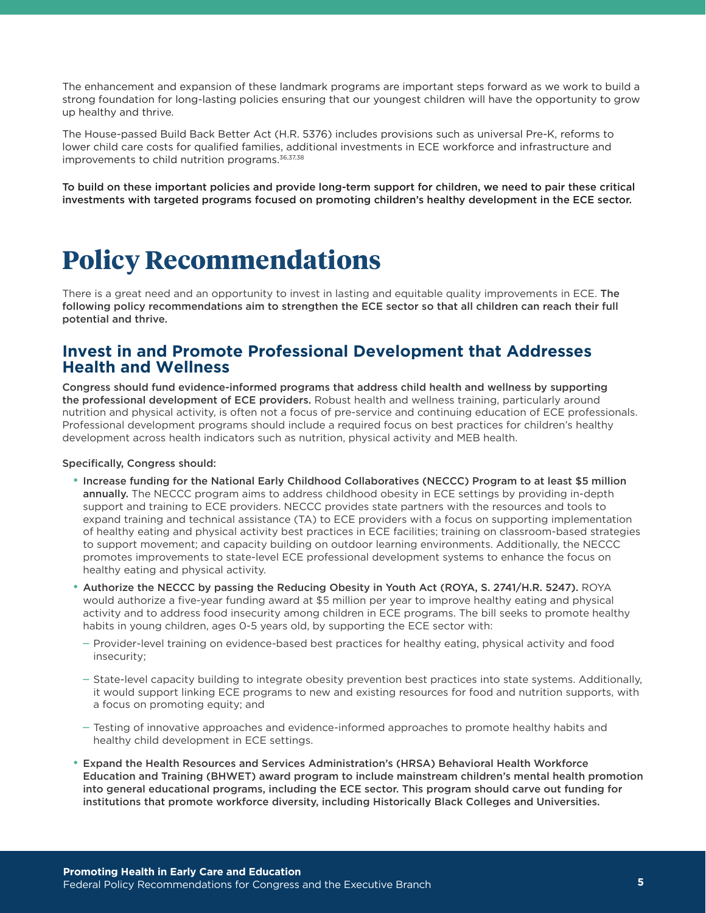The enhancement and expansion of these landmark programs are important steps forward as we work to build a strong foundation for long-lasting policies ensuring that our youngest children will have the opportunity to grow up healthy and thrive.

The House-passed Build Back Better Act (H.R. 5376) includes provisions such as universal Pre-K, reforms to lower child care costs for qualified families, additional investments in ECE workforce and infrastructure and improvements to child nutrition programs.[36,37,38]

**To build on these important policies and provide long-term support for children, we need to pair these critical investments with targeted programs focused on promoting children's healthy development in the ECE sector.**

# Policy Recommendations

There is a great need and an opportunity to invest in lasting and equitable quality improvements in ECE. **The following policy recommendations aim to strengthen the ECE sector so that all children can reach their full potential and thrive.**

## Invest in and Promote Professional Development that Addresses Health and Wellness

**Congress should fund evidence-informed programs that address child health and wellness by supporting the professional development of ECE providers.** Robust health and wellness training, particularly around nutrition and physical activity, is often not a focus of pre-service and continuing education of ECE professionals. Professional development programs should include a required focus on best practices for children's healthy development across health indicators such as nutrition, physical activity and MEB health.

**Specifically, Congress should:**

- **Increase funding for the National Early Childhood Collaboratives (NECCC) Program to at least $5 million annually.** The NECCC program aims to address childhood obesity in ECE settings by providing in-depth support and training to ECE providers. NECCC provides state partners with the resources and tools to expand training and technical assistance (TA) to ECE providers with a focus on supporting implementation of healthy eating and physical activity best practices in ECE facilities; training on classroom-based strategies to support movement; and capacity building on outdoor learning environments. Additionally, the NECCC promotes improvements to state-level ECE professional development systems to enhance the focus on healthy eating and physical activity.
- **Authorize the NECCC by passing the Reducing Obesity in Youth Act (ROYA, S. 2741/H.R. 5247).** ROYA would authorize a five-year funding award at $5 million per year to improve healthy eating and physical activity and to address food insecurity among children in ECE programs. The bill seeks to promote healthy habits in young children, ages 0-5 years old, by supporting the ECE sector with:
  - Provider-level training on evidence-based best practices for healthy eating, physical activity and food insecurity;
  - State-level capacity building to integrate obesity prevention best practices into state systems. Additionally, it would support linking ECE programs to new and existing resources for food and nutrition supports, with a focus on promoting equity; and
  - Testing of innovative approaches and evidence-informed approaches to promote healthy habits and healthy child development in ECE settings.
- **Expand the Health Resources and Services Administration's (HRSA) Behavioral Health Workforce Education and Training (BHWET) award program to include mainstream children's mental health promotion into general educational programs, including the ECE sector. This program should carve out funding for institutions that promote workforce diversity, including Historically Black Colleges and Universities.**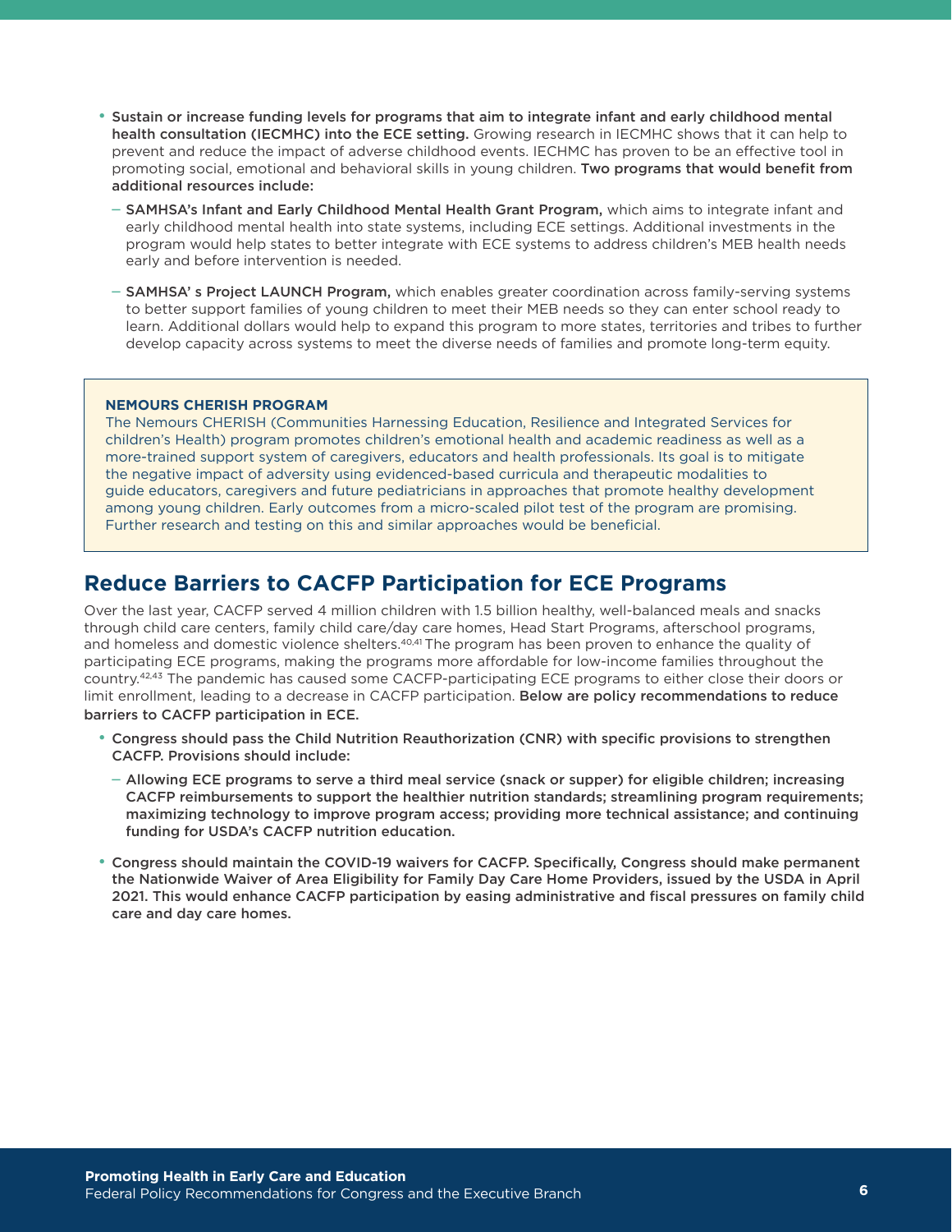- **Sustain or increase funding levels for programs that aim to integrate infant and early childhood mental health consultation (IECMHC) into the ECE setting.** Growing research in IECMHC shows that it can help to prevent and reduce the impact of adverse childhood events. IECHMC has proven to be an effective tool in promoting social, emotional and behavioral skills in young children. **Two programs that would benefit from additional resources include:**
  - **SAMHSA's Infant and Early Childhood Mental Health Grant Program,** which aims to integrate infant and early childhood mental health into state systems, including ECE settings. Additional investments in the program would help states to better integrate with ECE systems to address children's MEB health needs early and before intervention is needed.
  - **SAMHSA' s Project LAUNCH Program,** which enables greater coordination across family-serving systems to better support families of young children to meet their MEB needs so they can enter school ready to learn. Additional dollars would help to expand this program to more states, territories and tribes to further develop capacity across systems to meet the diverse needs of families and promote long-term equity.

**NEMOURS CHERISH PROGRAM**

The Nemours CHERISH (Communities Harnessing Education, Resilience and Integrated Services for children's Health) program promotes children's emotional health and academic readiness as well as a more-trained support system of caregivers, educators and health professionals. Its goal is to mitigate the negative impact of adversity using evidenced-based curricula and therapeutic modalities to guide educators, caregivers and future pediatricians in approaches that promote healthy development among young children. Early outcomes from a micro-scaled pilot test of the program are promising. Further research and testing on this and similar approaches would be beneficial.

## Reduce Barriers to CACFP Participation for ECE Programs

Over the last year, CACFP served 4 million children with 1.5 billion healthy, well-balanced meals and snacks through child care centers, family child care/day care homes, Head Start Programs, afterschool programs, and homeless and domestic violence shelters.[40,41] The program has been proven to enhance the quality of participating ECE programs, making the programs more affordable for low-income families throughout the country.[42,43] The pandemic has caused some CACFP-participating ECE programs to either close their doors or limit enrollment, leading to a decrease in CACFP participation. **Below are policy recommendations to reduce barriers to CACFP participation in ECE.**

- **Congress should pass the Child Nutrition Reauthorization (CNR) with specific provisions to strengthen CACFP. Provisions should include:**
  - **Allowing ECE programs to serve a third meal service (snack or supper) for eligible children; increasing CACFP reimbursements to support the healthier nutrition standards; streamlining program requirements; maximizing technology to improve program access; providing more technical assistance; and continuing funding for USDA's CACFP nutrition education.**
- **Congress should maintain the COVID-19 waivers for CACFP. Specifically, Congress should make permanent the Nationwide Waiver of Area Eligibility for Family Day Care Home Providers, issued by the USDA in April 2021. This would enhance CACFP participation by easing administrative and fiscal pressures on family child care and day care homes.**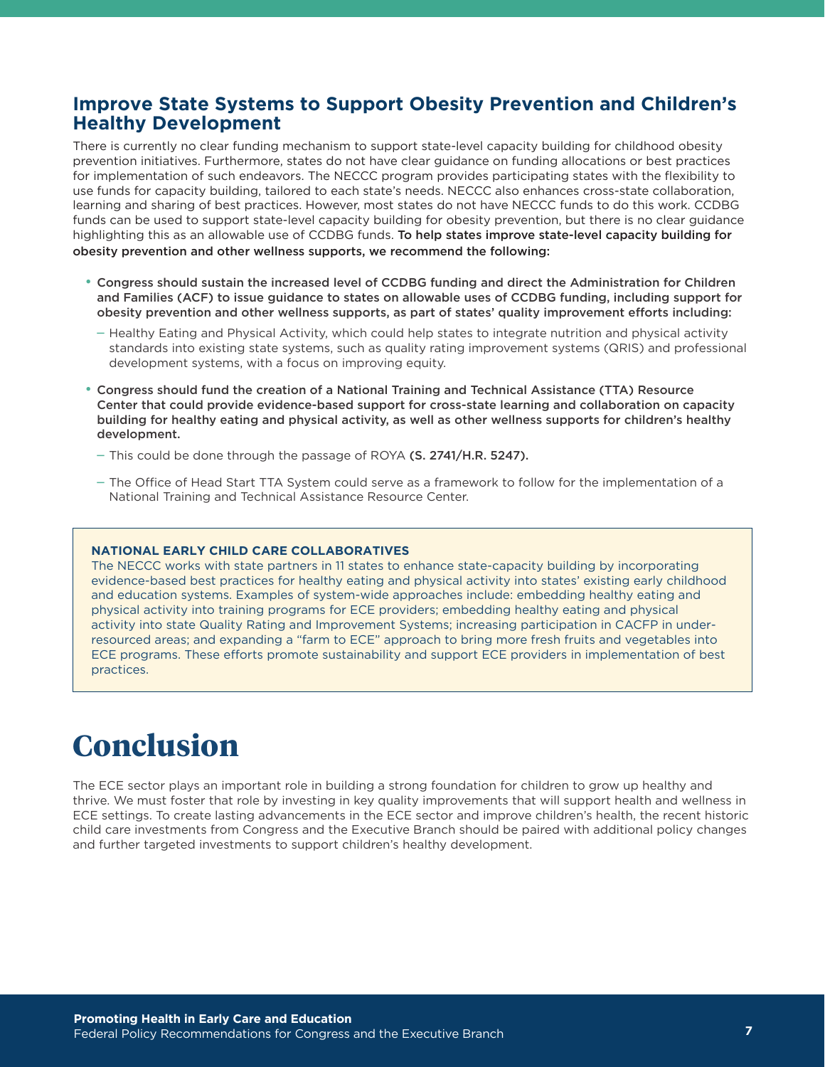## Improve State Systems to Support Obesity Prevention and Children's Healthy Development

There is currently no clear funding mechanism to support state-level capacity building for childhood obesity prevention initiatives. Furthermore, states do not have clear guidance on funding allocations or best practices for implementation of such endeavors. The NECCC program provides participating states with the flexibility to use funds for capacity building, tailored to each state's needs. NECCC also enhances cross-state collaboration, learning and sharing of best practices. However, most states do not have NECCC funds to do this work. CCDBG funds can be used to support state-level capacity building for obesity prevention, but there is no clear guidance highlighting this as an allowable use of CCDBG funds. **To help states improve state-level capacity building for obesity prevention and other wellness supports, we recommend the following:**

- **Congress should sustain the increased level of CCDBG funding and direct the Administration for Children and Families (ACF) to issue guidance to states on allowable uses of CCDBG funding, including support for obesity prevention and other wellness supports, as part of states' quality improvement efforts including:**
  - Healthy Eating and Physical Activity, which could help states to integrate nutrition and physical activity standards into existing state systems, such as quality rating improvement systems (QRIS) and professional development systems, with a focus on improving equity.
- **Congress should fund the creation of a National Training and Technical Assistance (TTA) Resource Center that could provide evidence-based support for cross-state learning and collaboration on capacity building for healthy eating and physical activity, as well as other wellness supports for children's healthy development.**
  - This could be done through the passage of ROYA **(S. 2741/H.R. 5247).**
  - The Office of Head Start TTA System could serve as a framework to follow for the implementation of a National Training and Technical Assistance Resource Center.

> **NATIONAL EARLY CHILD CARE COLLABORATIVES**
>
> The NECCC works with state partners in 11 states to enhance state-capacity building by incorporating evidence-based best practices for healthy eating and physical activity into states' existing early childhood and education systems. Examples of system-wide approaches include: embedding healthy eating and physical activity into training programs for ECE providers; embedding healthy eating and physical activity into state Quality Rating and Improvement Systems; increasing participation in CACFP in under-resourced areas; and expanding a "farm to ECE" approach to bring more fresh fruits and vegetables into ECE programs. These efforts promote sustainability and support ECE providers in implementation of best practices.

# Conclusion

The ECE sector plays an important role in building a strong foundation for children to grow up healthy and thrive. We must foster that role by investing in key quality improvements that will support health and wellness in ECE settings. To create lasting advancements in the ECE sector and improve children's health, the recent historic child care investments from Congress and the Executive Branch should be paired with additional policy changes and further targeted investments to support children's healthy development.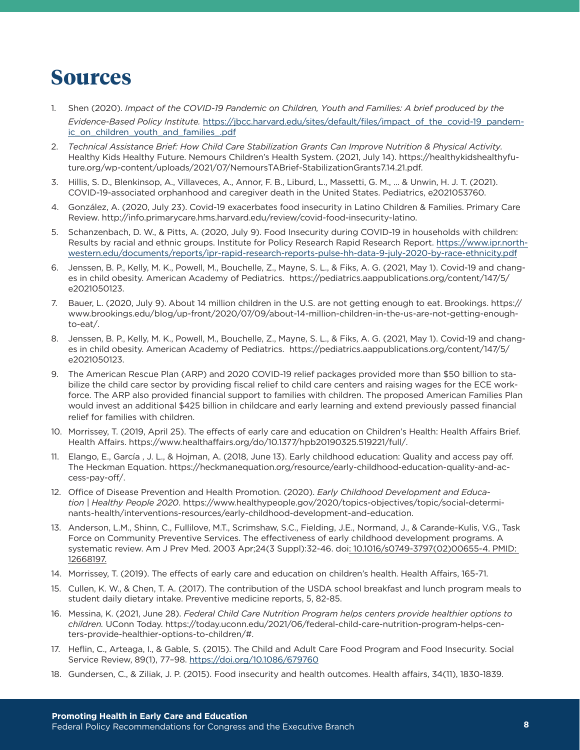# Sources

1. Shen (2020). *Impact of the COVID-19 Pandemic on Children, Youth and Families: A brief produced by the Evidence-Based Policy Institute.* https://jbcc.harvard.edu/sites/default/files/impact_of_the_covid-19_pandemic_on_children_youth_and_families_.pdf
2. *Technical Assistance Brief: How Child Care Stabilization Grants Can Improve Nutrition & Physical Activity.* Healthy Kids Healthy Future. Nemours Children's Health System. (2021, July 14). https://healthykidshealthyfuture.org/wp-content/uploads/2021/07/NemoursTABrief-StabilizationGrants7.14.21.pdf.
3. Hillis, S. D., Blenkinsop, A., Villaveces, A., Annor, F. B., Liburd, L., Massetti, G. M., … & Unwin, H. J. T. (2021). COVID-19-associated orphanhood and caregiver death in the United States. Pediatrics, e2021053760.
4. González, A. (2020, July 23). Covid-19 exacerbates food insecurity in Latino Children & Families. Primary Care Review. http://info.primarycare.hms.harvard.edu/review/covid-food-insecurity-latino.
5. Schanzenbach, D. W., & Pitts, A. (2020, July 9). Food Insecurity during COVID-19 in households with children: Results by racial and ethnic groups. Institute for Policy Research Rapid Research Report. https://www.ipr.northwestern.edu/documents/reports/ipr-rapid-research-reports-pulse-hh-data-9-july-2020-by-race-ethnicity.pdf
6. Jenssen, B. P., Kelly, M. K., Powell, M., Bouchelle, Z., Mayne, S. L., & Fiks, A. G. (2021, May 1). Covid-19 and changes in child obesity. American Academy of Pediatrics. https://pediatrics.aappublications.org/content/147/5/e2021050123.
7. Bauer, L. (2020, July 9). About 14 million children in the U.S. are not getting enough to eat. Brookings. https://www.brookings.edu/blog/up-front/2020/07/09/about-14-million-children-in-the-us-are-not-getting-enough-to-eat/.
8. Jenssen, B. P., Kelly, M. K., Powell, M., Bouchelle, Z., Mayne, S. L., & Fiks, A. G. (2021, May 1). Covid-19 and changes in child obesity. American Academy of Pediatrics. https://pediatrics.aappublications.org/content/147/5/e2021050123.
9. The American Rescue Plan (ARP) and 2020 COVID-19 relief packages provided more than $50 billion to stabilize the child care sector by providing fiscal relief to child care centers and raising wages for the ECE workforce. The ARP also provided financial support to families with children. The proposed American Families Plan would invest an additional $425 billion in childcare and early learning and extend previously passed financial relief for families with children.
10. Morrissey, T. (2019, April 25). The effects of early care and education on Children's Health: Health Affairs Brief. Health Affairs. https://www.healthaffairs.org/do/10.1377/hpb20190325.519221/full/.
11. Elango, E., García , J. L., & Hojman, A. (2018, June 13). Early childhood education: Quality and access pay off. The Heckman Equation. https://heckmanequation.org/resource/early-childhood-education-quality-and-access-pay-off/.
12. Office of Disease Prevention and Health Promotion. (2020). *Early Childhood Development and Education | Healthy People 2020*. https://www.healthypeople.gov/2020/topics-objectives/topic/social-determinants-health/interventions-resources/early-childhood-development-and-education.
13. Anderson, L.M., Shinn, C., Fullilove, M.T., Scrimshaw, S.C., Fielding, J.E., Normand, J., & Carande-Kulis, V.G., Task Force on Community Preventive Services. The effectiveness of early childhood development programs. A systematic review. Am J Prev Med. 2003 Apr;24(3 Suppl):32-46. doi: 10.1016/s0749-3797(02)00655-4. PMID: 12668197.
14. Morrissey, T. (2019). The effects of early care and education on children's health. Health Affairs, 165-71.
15. Cullen, K. W., & Chen, T. A. (2017). The contribution of the USDA school breakfast and lunch program meals to student daily dietary intake. Preventive medicine reports, 5, 82-85.
16. Messina, K. (2021, June 28). *Federal Child Care Nutrition Program helps centers provide healthier options to children.* UConn Today. https://today.uconn.edu/2021/06/federal-child-care-nutrition-program-helps-centers-provide-healthier-options-to-children/#.
17. Heflin, C., Arteaga, I., & Gable, S. (2015). The Child and Adult Care Food Program and Food Insecurity. Social Service Review, 89(1), 77–98. https://doi.org/10.1086/679760
18. Gundersen, C., & Ziliak, J. P. (2015). Food insecurity and health outcomes. Health affairs, 34(11), 1830-1839.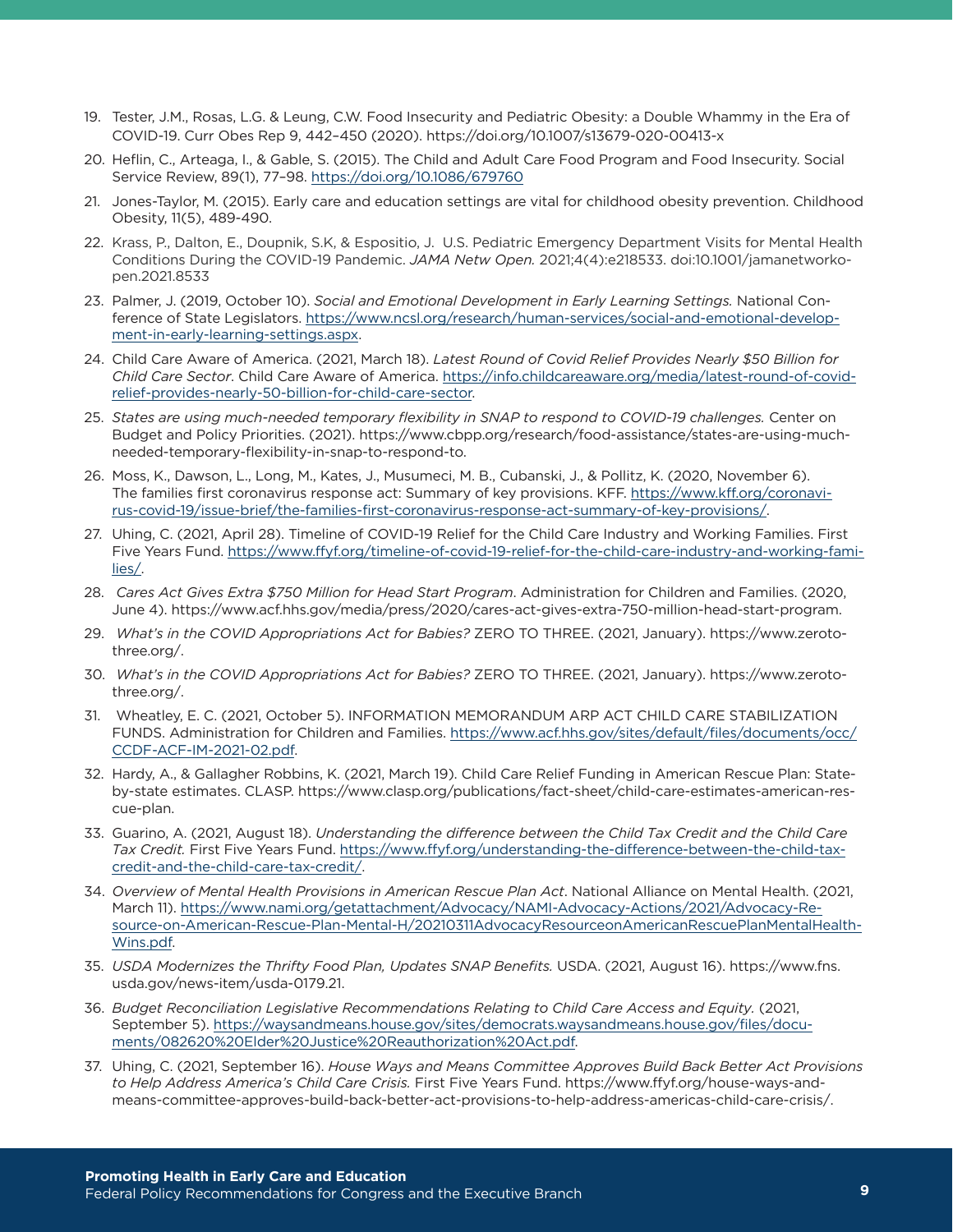19. Tester, J.M., Rosas, L.G. & Leung, C.W. Food Insecurity and Pediatric Obesity: a Double Whammy in the Era of COVID-19. Curr Obes Rep 9, 442–450 (2020). https://doi.org/10.1007/s13679-020-00413-x
20. Heflin, C., Arteaga, I., & Gable, S. (2015). The Child and Adult Care Food Program and Food Insecurity. Social Service Review, 89(1), 77–98. https://doi.org/10.1086/679760
21. Jones-Taylor, M. (2015). Early care and education settings are vital for childhood obesity prevention. Childhood Obesity, 11(5), 489-490.
22. Krass, P., Dalton, E., Doupnik, S.K, & Espositio, J. U.S. Pediatric Emergency Department Visits for Mental Health Conditions During the COVID-19 Pandemic. *JAMA Netw Open.* 2021;4(4):e218533. doi:10.1001/jamanetworkopen.2021.8533
23. Palmer, J. (2019, October 10). *Social and Emotional Development in Early Learning Settings.* National Conference of State Legislators. https://www.ncsl.org/research/human-services/social-and-emotional-development-in-early-learning-settings.aspx.
24. Child Care Aware of America. (2021, March 18). *Latest Round of Covid Relief Provides Nearly $50 Billion for Child Care Sector*. Child Care Aware of America. https://info.childcareaware.org/media/latest-round-of-covid-relief-provides-nearly-50-billion-for-child-care-sector.
25. *States are using much-needed temporary flexibility in SNAP to respond to COVID-19 challenges.* Center on Budget and Policy Priorities. (2021). https://www.cbpp.org/research/food-assistance/states-are-using-much-needed-temporary-flexibility-in-snap-to-respond-to.
26. Moss, K., Dawson, L., Long, M., Kates, J., Musumeci, M. B., Cubanski, J., & Pollitz, K. (2020, November 6). The families first coronavirus response act: Summary of key provisions. KFF. https://www.kff.org/coronavirus-covid-19/issue-brief/the-families-first-coronavirus-response-act-summary-of-key-provisions/.
27. Uhing, C. (2021, April 28). Timeline of COVID-19 Relief for the Child Care Industry and Working Families. First Five Years Fund. https://www.ffyf.org/timeline-of-covid-19-relief-for-the-child-care-industry-and-working-families/.
28. *Cares Act Gives Extra $750 Million for Head Start Program*. Administration for Children and Families. (2020, June 4). https://www.acf.hhs.gov/media/press/2020/cares-act-gives-extra-750-million-head-start-program.
29. *What's in the COVID Appropriations Act for Babies?* ZERO TO THREE. (2021, January). https://www.zerotothree.org/.
30. *What's in the COVID Appropriations Act for Babies?* ZERO TO THREE. (2021, January). https://www.zerotothree.org/.
31. Wheatley, E. C. (2021, October 5). INFORMATION MEMORANDUM ARP ACT CHILD CARE STABILIZATION FUNDS. Administration for Children and Families. https://www.acf.hhs.gov/sites/default/files/documents/occ/CCDF-ACF-IM-2021-02.pdf.
32. Hardy, A., & Gallagher Robbins, K. (2021, March 19). Child Care Relief Funding in American Rescue Plan: State-by-state estimates. CLASP. https://www.clasp.org/publications/fact-sheet/child-care-estimates-american-rescue-plan.
33. Guarino, A. (2021, August 18). *Understanding the difference between the Child Tax Credit and the Child Care Tax Credit.* First Five Years Fund. https://www.ffyf.org/understanding-the-difference-between-the-child-tax-credit-and-the-child-care-tax-credit/.
34. *Overview of Mental Health Provisions in American Rescue Plan Act*. National Alliance on Mental Health. (2021, March 11). https://www.nami.org/getattachment/Advocacy/NAMI-Advocacy-Actions/2021/Advocacy-Resource-on-American-Rescue-Plan-Mental-H/20210311AdvocacyResourceonAmericanRescuePlanMentalHealthWins.pdf.
35. *USDA Modernizes the Thrifty Food Plan, Updates SNAP Benefits.* USDA. (2021, August 16). https://www.fns.usda.gov/news-item/usda-0179.21.
36. *Budget Reconciliation Legislative Recommendations Relating to Child Care Access and Equity.* (2021, September 5). https://waysandmeans.house.gov/sites/democrats.waysandmeans.house.gov/files/documents/082620%20Elder%20Justice%20Reauthorization%20Act.pdf.
37. Uhing, C. (2021, September 16). *House Ways and Means Committee Approves Build Back Better Act Provisions to Help Address America's Child Care Crisis.* First Five Years Fund. https://www.ffyf.org/house-ways-and-means-committee-approves-build-back-better-act-provisions-to-help-address-americas-child-care-crisis/.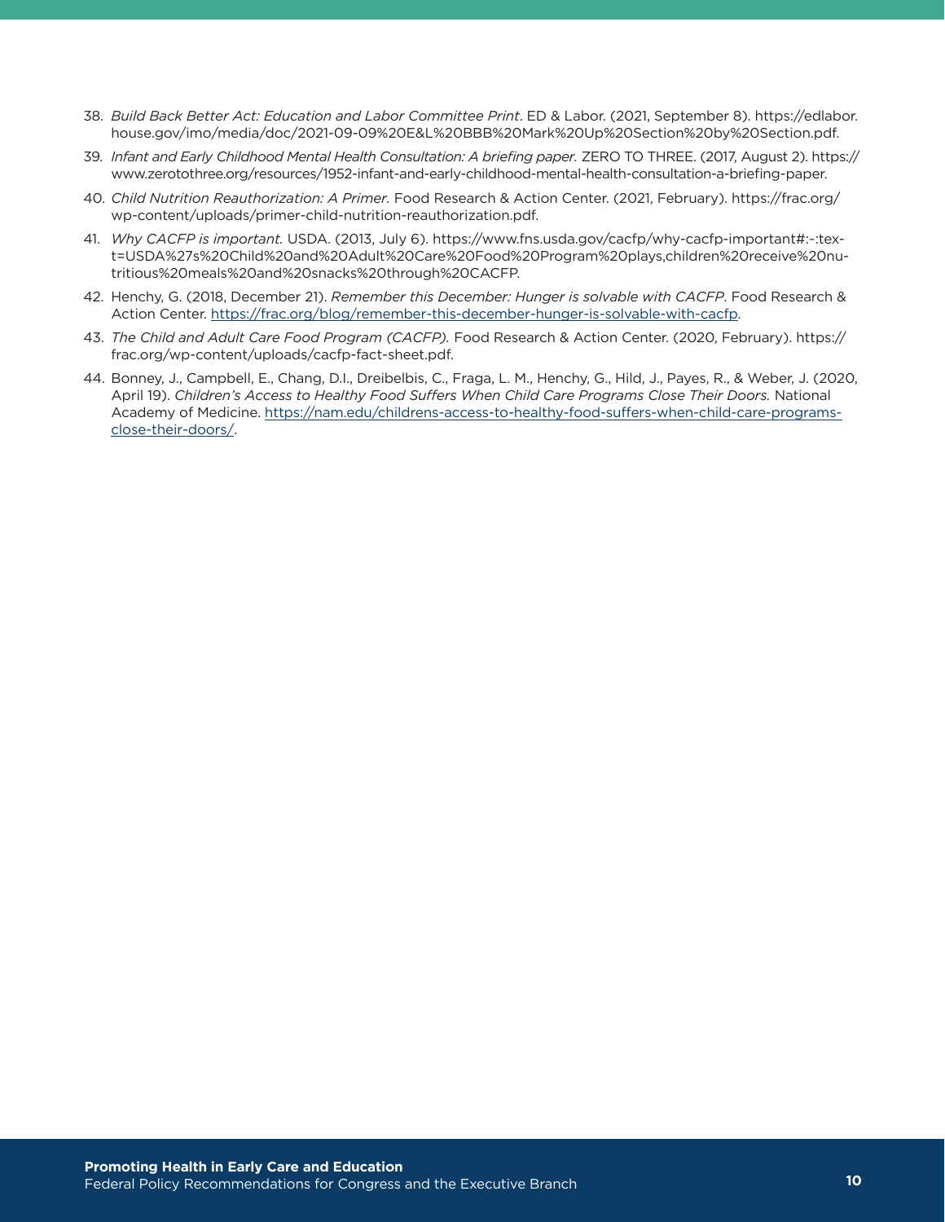38. *Build Back Better Act: Education and Labor Committee Print*. ED & Labor. (2021, September 8). https://edlabor.house.gov/imo/media/doc/2021-09-09%20E&L%20BBB%20Mark%20Up%20Section%20by%20Section.pdf.
39. *Infant and Early Childhood Mental Health Consultation: A briefing paper.* ZERO TO THREE. (2017, August 2). https://www.zerotothree.org/resources/1952-infant-and-early-childhood-mental-health-consultation-a-briefing-paper.
40. *Child Nutrition Reauthorization: A Primer.* Food Research & Action Center. (2021, February). https://frac.org/wp-content/uploads/primer-child-nutrition-reauthorization.pdf.
41. *Why CACFP is important.* USDA. (2013, July 6). https://www.fns.usda.gov/cacfp/why-cacfp-important#:~:text=USDA%27s%20Child%20and%20Adult%20Care%20Food%20Program%20plays,children%20receive%20nutritious%20meals%20and%20snacks%20through%20CACFP.
42. Henchy, G. (2018, December 21). *Remember this December: Hunger is solvable with CACFP*. Food Research & Action Center. https://frac.org/blog/remember-this-december-hunger-is-solvable-with-cacfp.
43. *The Child and Adult Care Food Program (CACFP).* Food Research & Action Center. (2020, February). https://frac.org/wp-content/uploads/cacfp-fact-sheet.pdf.
44. Bonney, J., Campbell, E., Chang, D.I., Dreibelbis, C., Fraga, L. M., Henchy, G., Hild, J., Payes, R., & Weber, J. (2020, April 19). *Children's Access to Healthy Food Suffers When Child Care Programs Close Their Doors.* National Academy of Medicine. https://nam.edu/childrens-access-to-healthy-food-suffers-when-child-care-programs-close-their-doors/.